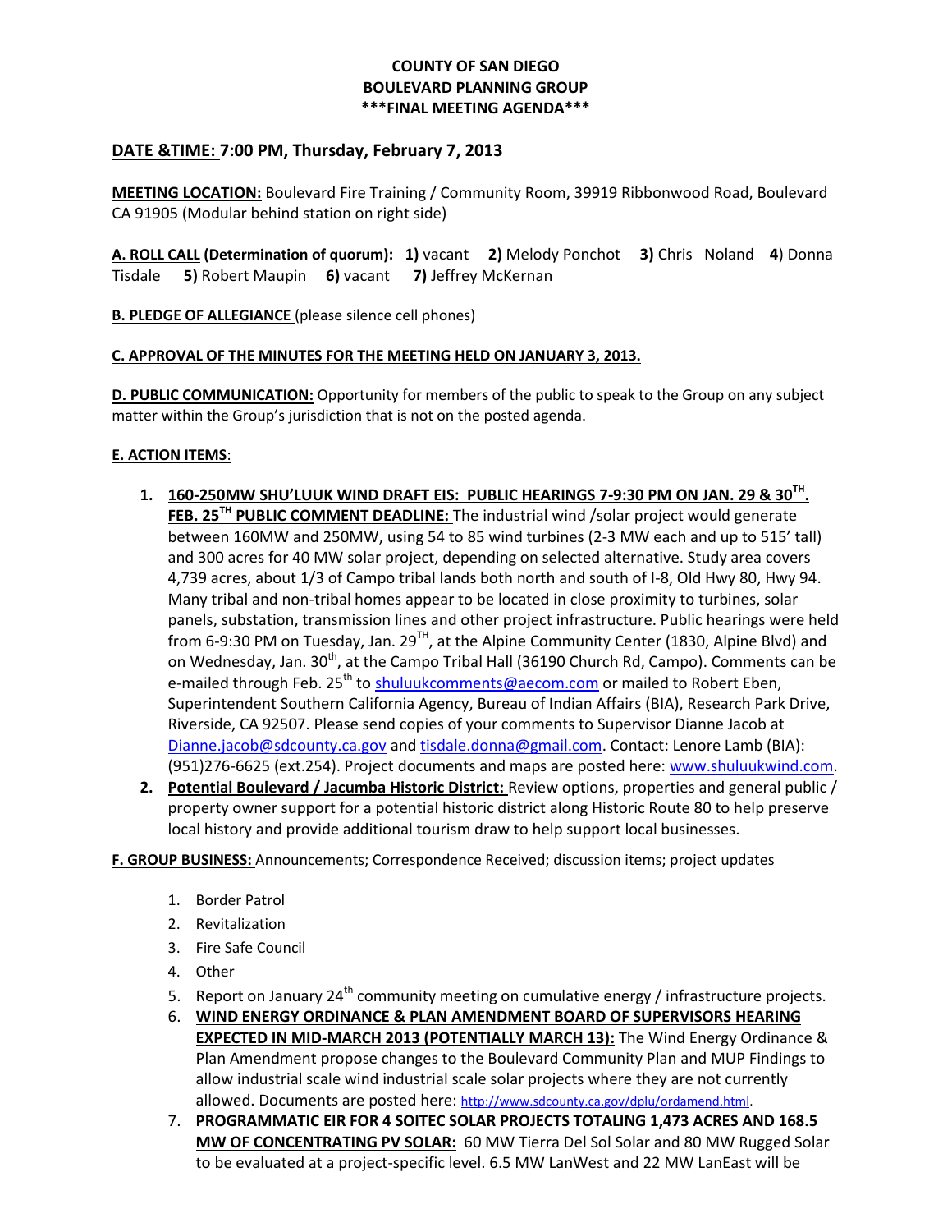**COUNTY OF SAN DIEGO**
**BOULEVARD PLANNING GROUP**
**\*\*\*FINAL MEETING AGENDA\*\*\***

## DATE &TIME: 7:00 PM, Thursday, February 7, 2013

**MEETING LOCATION:** Boulevard Fire Training / Community Room, 39919 Ribbonwood Road, Boulevard CA 91905 (Modular behind station on right side)

**A. ROLL CALL (Determination of quorum): 1)** vacant **2)** Melody Ponchot **3)** Chris Noland **4**) Donna Tisdale **5)** Robert Maupin **6)** vacant **7)** Jeffrey McKernan

**B. PLEDGE OF ALLEGIANCE** (please silence cell phones)

**C. APPROVAL OF THE MINUTES FOR THE MEETING HELD ON JANUARY 3, 2013.**

**D. PUBLIC COMMUNICATION:** Opportunity for members of the public to speak to the Group on any subject matter within the Group's jurisdiction that is not on the posted agenda.

**E. ACTION ITEMS**:

1. **160-250MW SHU'LUUK WIND DRAFT EIS: PUBLIC HEARINGS 7-9:30 PM ON JAN. 29 & 30TH. FEB. 25TH PUBLIC COMMENT DEADLINE:** The industrial wind /solar project would generate between 160MW and 250MW, using 54 to 85 wind turbines (2-3 MW each and up to 515' tall) and 300 acres for 40 MW solar project, depending on selected alternative. Study area covers 4,739 acres, about 1/3 of Campo tribal lands both north and south of I-8, Old Hwy 80, Hwy 94. Many tribal and non-tribal homes appear to be located in close proximity to turbines, solar panels, substation, transmission lines and other project infrastructure. Public hearings were held from 6-9:30 PM on Tuesday, Jan. 29TH, at the Alpine Community Center (1830, Alpine Blvd) and on Wednesday, Jan. 30th, at the Campo Tribal Hall (36190 Church Rd, Campo). Comments can be e-mailed through Feb. 25th to shuluukcomments@aecom.com or mailed to Robert Eben, Superintendent Southern California Agency, Bureau of Indian Affairs (BIA), Research Park Drive, Riverside, CA 92507. Please send copies of your comments to Supervisor Dianne Jacob at Dianne.jacob@sdcounty.ca.gov and tisdale.donna@gmail.com. Contact: Lenore Lamb (BIA): (951)276-6625 (ext.254). Project documents and maps are posted here: www.shuluukwind.com.
2. **Potential Boulevard / Jacumba Historic District:** Review options, properties and general public / property owner support for a potential historic district along Historic Route 80 to help preserve local history and provide additional tourism draw to help support local businesses.

**F. GROUP BUSINESS:** Announcements; Correspondence Received; discussion items; project updates

1. Border Patrol
2. Revitalization
3. Fire Safe Council
4. Other
5. Report on January 24th community meeting on cumulative energy / infrastructure projects.
6. **WIND ENERGY ORDINANCE & PLAN AMENDMENT BOARD OF SUPERVISORS HEARING EXPECTED IN MID-MARCH 2013 (POTENTIALLY MARCH 13):** The Wind Energy Ordinance & Plan Amendment propose changes to the Boulevard Community Plan and MUP Findings to allow industrial scale wind industrial scale solar projects where they are not currently allowed. Documents are posted here: http://www.sdcounty.ca.gov/dplu/ordamend.html.
7. **PROGRAMMATIC EIR FOR 4 SOITEC SOLAR PROJECTS TOTALING 1,473 ACRES AND 168.5 MW OF CONCENTRATING PV SOLAR:** 60 MW Tierra Del Sol Solar and 80 MW Rugged Solar to be evaluated at a project-specific level. 6.5 MW LanWest and 22 MW LanEast will be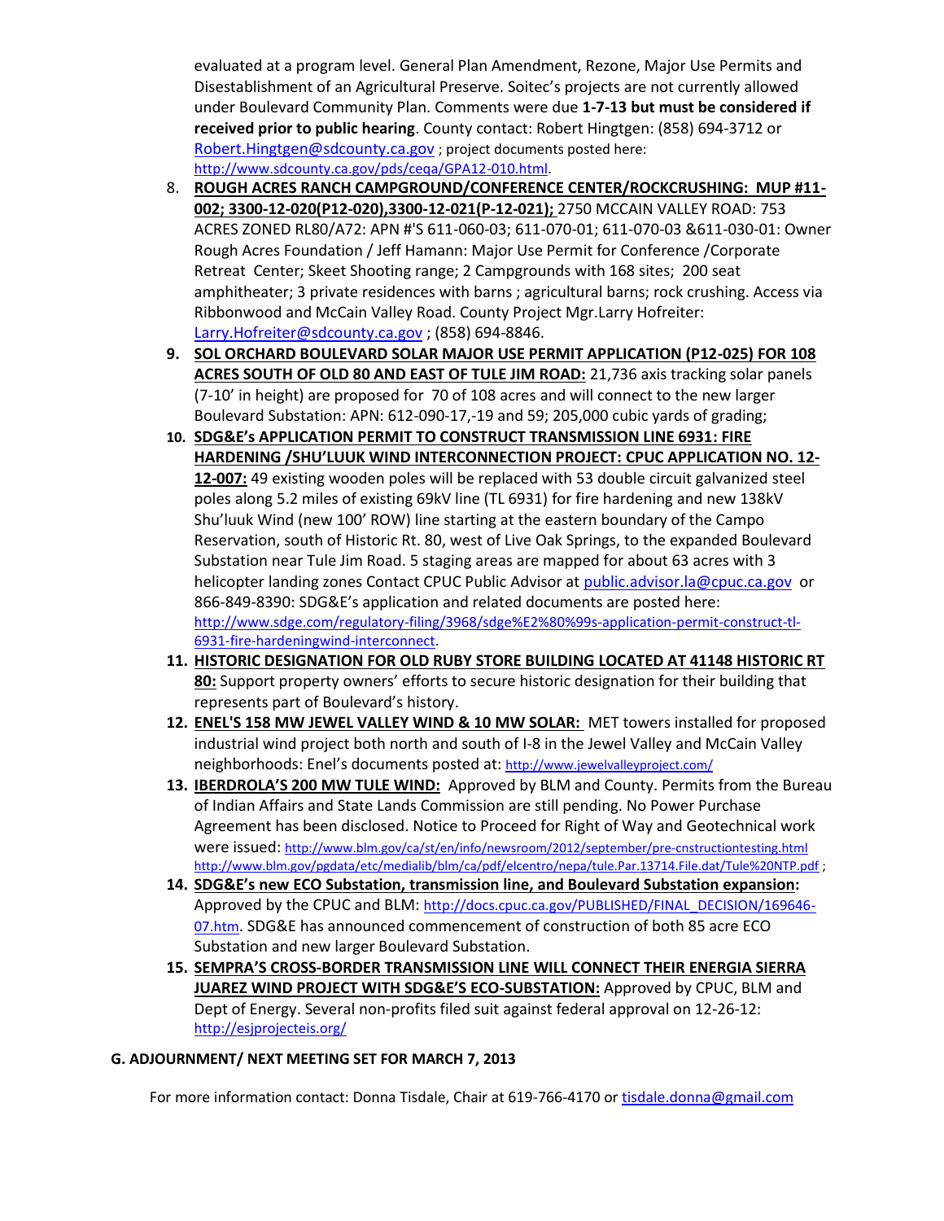evaluated at a program level. General Plan Amendment, Rezone, Major Use Permits and Disestablishment of an Agricultural Preserve. Soitec's projects are not currently allowed under Boulevard Community Plan. Comments were due **1-7-13 but must be considered if received prior to public hearing**. County contact: Robert Hingtgen: (858) 694-3712 or Robert.Hingtgen@sdcounty.ca.gov ; project documents posted here: http://www.sdcounty.ca.gov/pds/ceqa/GPA12-010.html.

8. **ROUGH ACRES RANCH CAMPGROUND/CONFERENCE CENTER/ROCKCRUSHING: MUP #11-002; 3300-12-020(P12-020),3300-12-021(P-12-021);** 2750 MCCAIN VALLEY ROAD: 753 ACRES ZONED RL80/A72: APN #'S 611-060-03; 611-070-01; 611-070-03 &611-030-01: Owner Rough Acres Foundation / Jeff Hamann: Major Use Permit for Conference /Corporate Retreat Center; Skeet Shooting range; 2 Campgrounds with 168 sites; 200 seat amphitheater; 3 private residences with barns ; agricultural barns; rock crushing. Access via Ribbonwood and McCain Valley Road. County Project Mgr.Larry Hofreiter: Larry.Hofreiter@sdcounty.ca.gov ; (858) 694-8846.
9. **SOL ORCHARD BOULEVARD SOLAR MAJOR USE PERMIT APPLICATION (P12-025) FOR 108 ACRES SOUTH OF OLD 80 AND EAST OF TULE JIM ROAD:** 21,736 axis tracking solar panels (7-10' in height) are proposed for 70 of 108 acres and will connect to the new larger Boulevard Substation: APN: 612-090-17,-19 and 59; 205,000 cubic yards of grading;
10. **SDG&E's APPLICATION PERMIT TO CONSTRUCT TRANSMISSION LINE 6931: FIRE HARDENING /SHU'LUUK WIND INTERCONNECTION PROJECT: CPUC APPLICATION NO. 12-12-007:** 49 existing wooden poles will be replaced with 53 double circuit galvanized steel poles along 5.2 miles of existing 69kV line (TL 6931) for fire hardening and new 138kV Shu'luuk Wind (new 100' ROW) line starting at the eastern boundary of the Campo Reservation, south of Historic Rt. 80, west of Live Oak Springs, to the expanded Boulevard Substation near Tule Jim Road. 5 staging areas are mapped for about 63 acres with 3 helicopter landing zones Contact CPUC Public Advisor at public.advisor.la@cpuc.ca.gov or 866-849-8390: SDG&E's application and related documents are posted here: http://www.sdge.com/regulatory-filing/3968/sdge%E2%80%99s-application-permit-construct-tl-6931-fire-hardeningwind-interconnect.
11. **HISTORIC DESIGNATION FOR OLD RUBY STORE BUILDING LOCATED AT 41148 HISTORIC RT 80:** Support property owners' efforts to secure historic designation for their building that represents part of Boulevard's history.
12. **ENEL'S 158 MW JEWEL VALLEY WIND & 10 MW SOLAR:** MET towers installed for proposed industrial wind project both north and south of I-8 in the Jewel Valley and McCain Valley neighborhoods: Enel's documents posted at: http://www.jewelvalleyproject.com/
13. **IBERDROLA'S 200 MW TULE WIND:** Approved by BLM and County. Permits from the Bureau of Indian Affairs and State Lands Commission are still pending. No Power Purchase Agreement has been disclosed. Notice to Proceed for Right of Way and Geotechnical work were issued: http://www.blm.gov/ca/st/en/info/newsroom/2012/september/pre-cnstructiontesting.html http://www.blm.gov/pgdata/etc/medialib/blm/ca/pdf/elcentro/nepa/tule.Par.13714.File.dat/Tule%20NTP.pdf ;
14. **SDG&E's new ECO Substation, transmission line, and Boulevard Substation expansion:** Approved by the CPUC and BLM: http://docs.cpuc.ca.gov/PUBLISHED/FINAL_DECISION/169646-07.htm. SDG&E has announced commencement of construction of both 85 acre ECO Substation and new larger Boulevard Substation.
15. **SEMPRA'S CROSS-BORDER TRANSMISSION LINE WILL CONNECT THEIR ENERGIA SIERRA JUAREZ WIND PROJECT WITH SDG&E'S ECO-SUBSTATION:** Approved by CPUC, BLM and Dept of Energy. Several non-profits filed suit against federal approval on 12-26-12: http://esjprojecteis.org/

**G. ADJOURNMENT/ NEXT MEETING SET FOR MARCH 7, 2013**

For more information contact: Donna Tisdale, Chair at 619-766-4170 or tisdale.donna@gmail.com